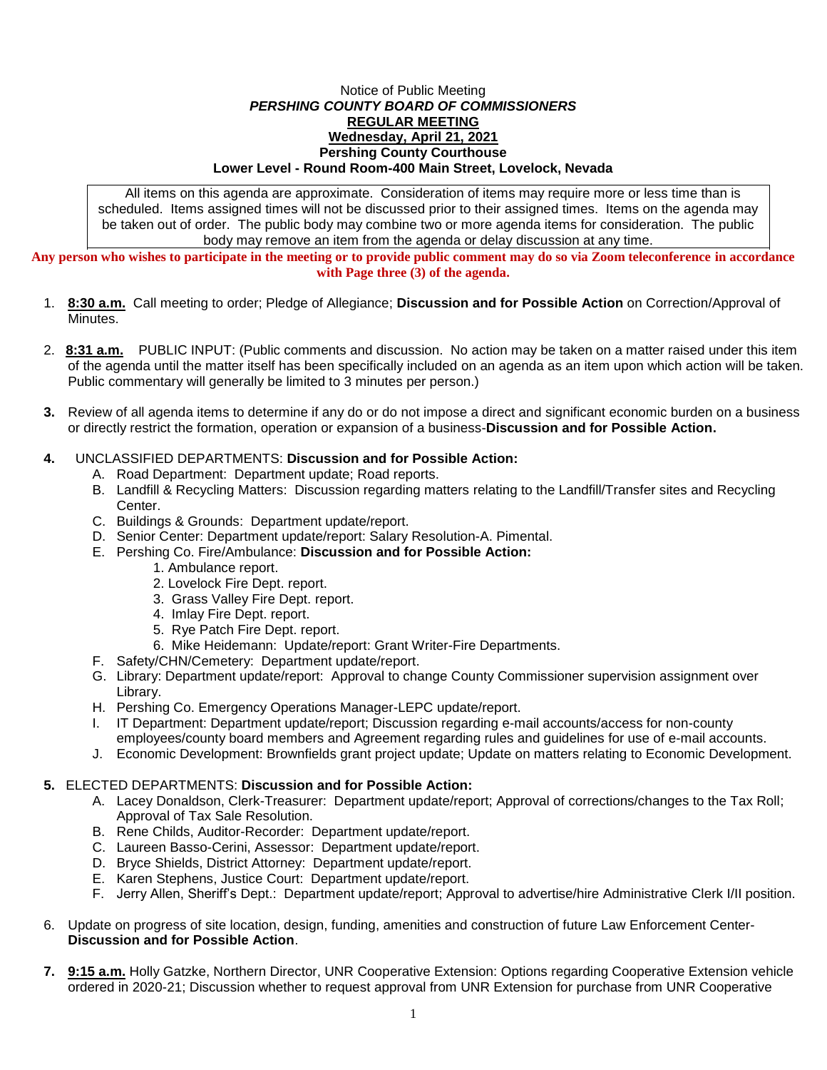Notice of Public Meeting

***PERSHING COUNTY BOARD OF COMMISSIONERS***

**REGULAR MEETING**

**Wednesday, April 21, 2021**

**Pershing County Courthouse**

**Lower Level - Round Room-400 Main Street, Lovelock, Nevada**

All items on this agenda are approximate. Consideration of items may require more or less time than is scheduled. Items assigned times will not be discussed prior to their assigned times. Items on the agenda may be taken out of order. The public body may combine two or more agenda items for consideration. The public body may remove an item from the agenda or delay discussion at any time.

**Any person who wishes to participate in the meeting or to provide public comment may do so via Zoom teleconference in accordance with Page three (3) of the agenda.**

1. **8:30 a.m.** Call meeting to order; Pledge of Allegiance; **Discussion and for Possible Action** on Correction/Approval of Minutes.

2. **8:31 a.m.** PUBLIC INPUT: (Public comments and discussion. No action may be taken on a matter raised under this item of the agenda until the matter itself has been specifically included on an agenda as an item upon which action will be taken. Public commentary will generally be limited to 3 minutes per person.)

3. Review of all agenda items to determine if any do or do not impose a direct and significant economic burden on a business or directly restrict the formation, operation or expansion of a business-**Discussion and for Possible Action.**

4. UNCLASSIFIED DEPARTMENTS: **Discussion and for Possible Action:**
   - A. Road Department: Department update; Road reports.
   - B. Landfill & Recycling Matters: Discussion regarding matters relating to the Landfill/Transfer sites and Recycling Center.
   - C. Buildings & Grounds: Department update/report.
   - D. Senior Center: Department update/report: Salary Resolution-A. Pimental.
   - E. Pershing Co. Fire/Ambulance: **Discussion and for Possible Action:**
     1. Ambulance report.
     2. Lovelock Fire Dept. report.
     3. Grass Valley Fire Dept. report.
     4. Imlay Fire Dept. report.
     5. Rye Patch Fire Dept. report.
     6. Mike Heidemann: Update/report: Grant Writer-Fire Departments.
   - F. Safety/CHN/Cemetery: Department update/report.
   - G. Library: Department update/report: Approval to change County Commissioner supervision assignment over Library.
   - H. Pershing Co. Emergency Operations Manager-LEPC update/report.
   - I. IT Department: Department update/report; Discussion regarding e-mail accounts/access for non-county employees/county board members and Agreement regarding rules and guidelines for use of e-mail accounts.
   - J. Economic Development: Brownfields grant project update; Update on matters relating to Economic Development.

5. ELECTED DEPARTMENTS: **Discussion and for Possible Action:**
   - A. Lacey Donaldson, Clerk-Treasurer: Department update/report; Approval of corrections/changes to the Tax Roll; Approval of Tax Sale Resolution.
   - B. Rene Childs, Auditor-Recorder: Department update/report.
   - C. Laureen Basso-Cerini, Assessor: Department update/report.
   - D. Bryce Shields, District Attorney: Department update/report.
   - E. Karen Stephens, Justice Court: Department update/report.
   - F. Jerry Allen, Sheriff's Dept.: Department update/report; Approval to advertise/hire Administrative Clerk I/II position.

6. Update on progress of site location, design, funding, amenities and construction of future Law Enforcement Center-**Discussion and for Possible Action**.

7. **9:15 a.m.** Holly Gatzke, Northern Director, UNR Cooperative Extension: Options regarding Cooperative Extension vehicle ordered in 2020-21; Discussion whether to request approval from UNR Extension for purchase from UNR Cooperative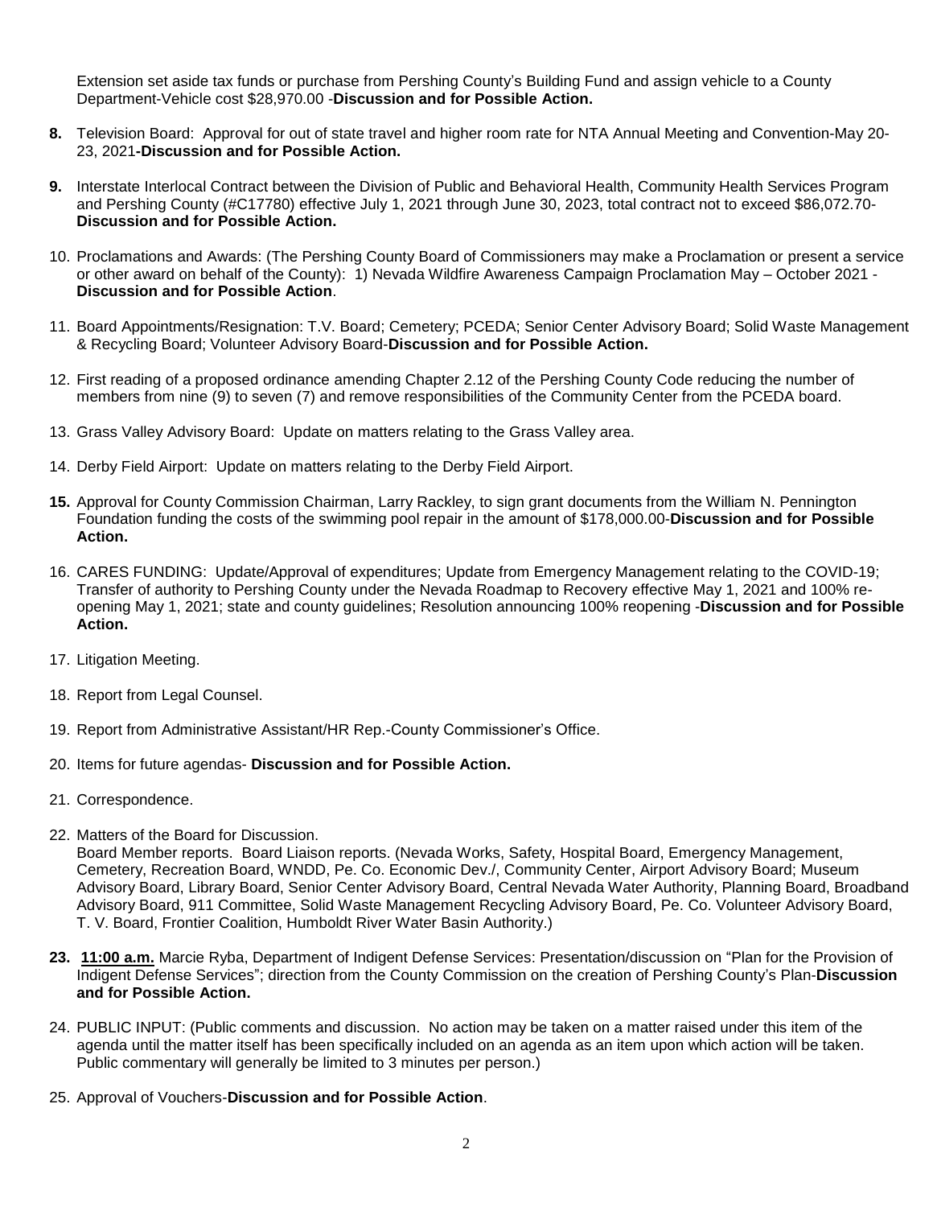Extension set aside tax funds or purchase from Pershing County's Building Fund and assign vehicle to a County Department-Vehicle cost $28,970.00 -**Discussion and for Possible Action.**

**8.** Television Board: Approval for out of state travel and higher room rate for NTA Annual Meeting and Convention-May 20-23, 2021**-Discussion and for Possible Action.**

**9.** Interstate Interlocal Contract between the Division of Public and Behavioral Health, Community Health Services Program and Pershing County (#C17780) effective July 1, 2021 through June 30, 2023, total contract not to exceed $86,072.70-**Discussion and for Possible Action.**

10. Proclamations and Awards: (The Pershing County Board of Commissioners may make a Proclamation or present a service or other award on behalf of the County): 1) Nevada Wildfire Awareness Campaign Proclamation May – October 2021 -**Discussion and for Possible Action**.

11. Board Appointments/Resignation: T.V. Board; Cemetery; PCEDA; Senior Center Advisory Board; Solid Waste Management & Recycling Board; Volunteer Advisory Board-**Discussion and for Possible Action.**

12. First reading of a proposed ordinance amending Chapter 2.12 of the Pershing County Code reducing the number of members from nine (9) to seven (7) and remove responsibilities of the Community Center from the PCEDA board.

13. Grass Valley Advisory Board: Update on matters relating to the Grass Valley area.

14. Derby Field Airport: Update on matters relating to the Derby Field Airport.

**15.** Approval for County Commission Chairman, Larry Rackley, to sign grant documents from the William N. Pennington Foundation funding the costs of the swimming pool repair in the amount of $178,000.00-**Discussion and for Possible Action.**

16. CARES FUNDING: Update/Approval of expenditures; Update from Emergency Management relating to the COVID-19; Transfer of authority to Pershing County under the Nevada Roadmap to Recovery effective May 1, 2021 and 100% re-opening May 1, 2021; state and county guidelines; Resolution announcing 100% reopening -**Discussion and for Possible Action.**

17. Litigation Meeting.

18. Report from Legal Counsel.

19. Report from Administrative Assistant/HR Rep.-County Commissioner's Office.

20. Items for future agendas- **Discussion and for Possible Action.**

21. Correspondence.

22. Matters of the Board for Discussion.
Board Member reports. Board Liaison reports. (Nevada Works, Safety, Hospital Board, Emergency Management, Cemetery, Recreation Board, WNDD, Pe. Co. Economic Dev./, Community Center, Airport Advisory Board; Museum Advisory Board, Library Board, Senior Center Advisory Board, Central Nevada Water Authority, Planning Board, Broadband Advisory Board, 911 Committee, Solid Waste Management Recycling Advisory Board, Pe. Co. Volunteer Advisory Board, T. V. Board, Frontier Coalition, Humboldt River Water Basin Authority.)

**23.** **<u>11:00 a.m.</u>** Marcie Ryba, Department of Indigent Defense Services: Presentation/discussion on "Plan for the Provision of Indigent Defense Services"; direction from the County Commission on the creation of Pershing County's Plan-**Discussion and for Possible Action.**

24. PUBLIC INPUT: (Public comments and discussion. No action may be taken on a matter raised under this item of the agenda until the matter itself has been specifically included on an agenda as an item upon which action will be taken. Public commentary will generally be limited to 3 minutes per person.)

25. Approval of Vouchers-**Discussion and for Possible Action**.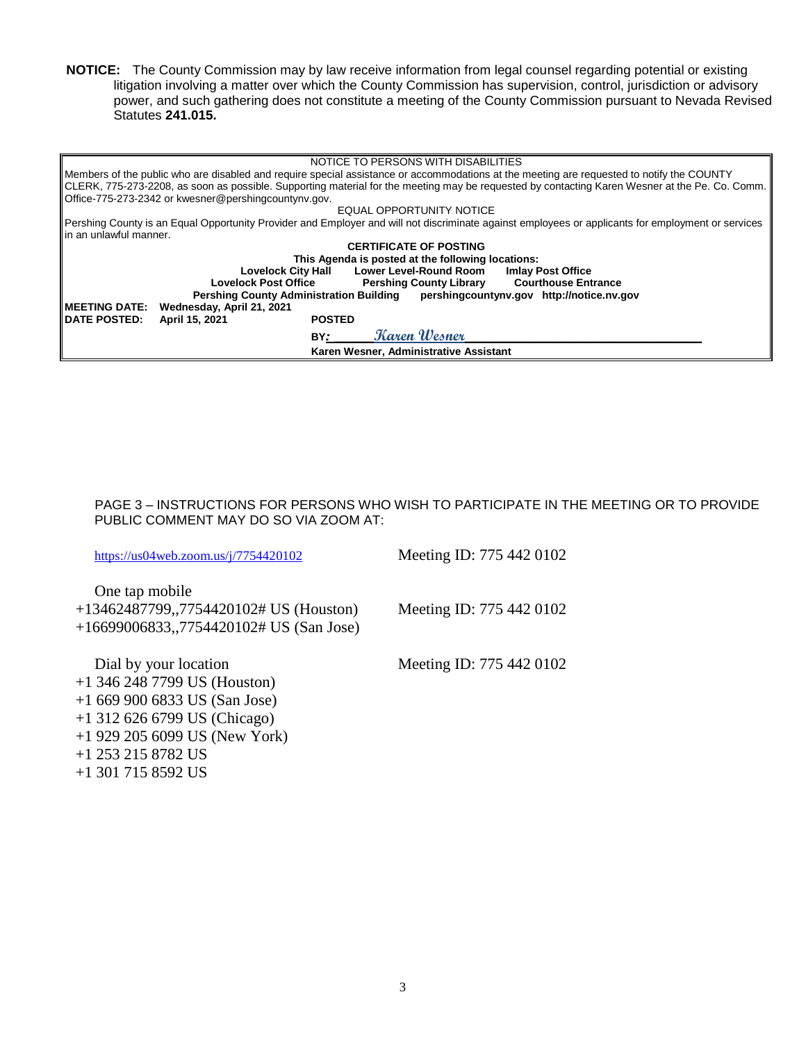**NOTICE:** The County Commission may by law receive information from legal counsel regarding potential or existing litigation involving a matter over which the County Commission has supervision, control, jurisdiction or advisory power, and such gathering does not constitute a meeting of the County Commission pursuant to Nevada Revised Statutes **241.015.**

NOTICE TO PERSONS WITH DISABILITIES

Members of the public who are disabled and require special assistance or accommodations at the meeting are requested to notify the COUNTY CLERK, 775-273-2208, as soon as possible. Supporting material for the meeting may be requested by contacting Karen Wesner at the Pe. Co. Comm. Office-775-273-2342 or kwesner@pershingcountynv.gov.

EQUAL OPPORTUNITY NOTICE

Pershing County is an Equal Opportunity Provider and Employer and will not discriminate against employees or applicants for employment or services in an unlawful manner.

**CERTIFICATE OF POSTING**

**This Agenda is posted at the following locations:**

**Lovelock City Hall** **Lower Level-Round Room** **Imlay Post Office**
**Lovelock Post Office** **Pershing County Library** **Courthouse Entrance**
**Pershing County Administration Building** **pershingcountynv.gov** **http://notice.nv.gov**

**MEETING DATE:** **Wednesday, April 21, 2021**
**DATE POSTED:** **April 15, 2021** **POSTED**

**BY:** *Karen Wesner*
**Karen Wesner, Administrative Assistant**

PAGE 3 – INSTRUCTIONS FOR PERSONS WHO WISH TO PARTICIPATE IN THE MEETING OR TO PROVIDE PUBLIC COMMENT MAY DO SO VIA ZOOM AT:

https://us04web.zoom.us/j/7754420102 Meeting ID: 775 442 0102

One tap mobile
+13462487799,,7754420102# US (Houston) Meeting ID: 775 442 0102
+16699006833,,7754420102# US (San Jose)

Dial by your location Meeting ID: 775 442 0102
+1 346 248 7799 US (Houston)
+1 669 900 6833 US (San Jose)
+1 312 626 6799 US (Chicago)
+1 929 205 6099 US (New York)
+1 253 215 8782 US
+1 301 715 8592 US